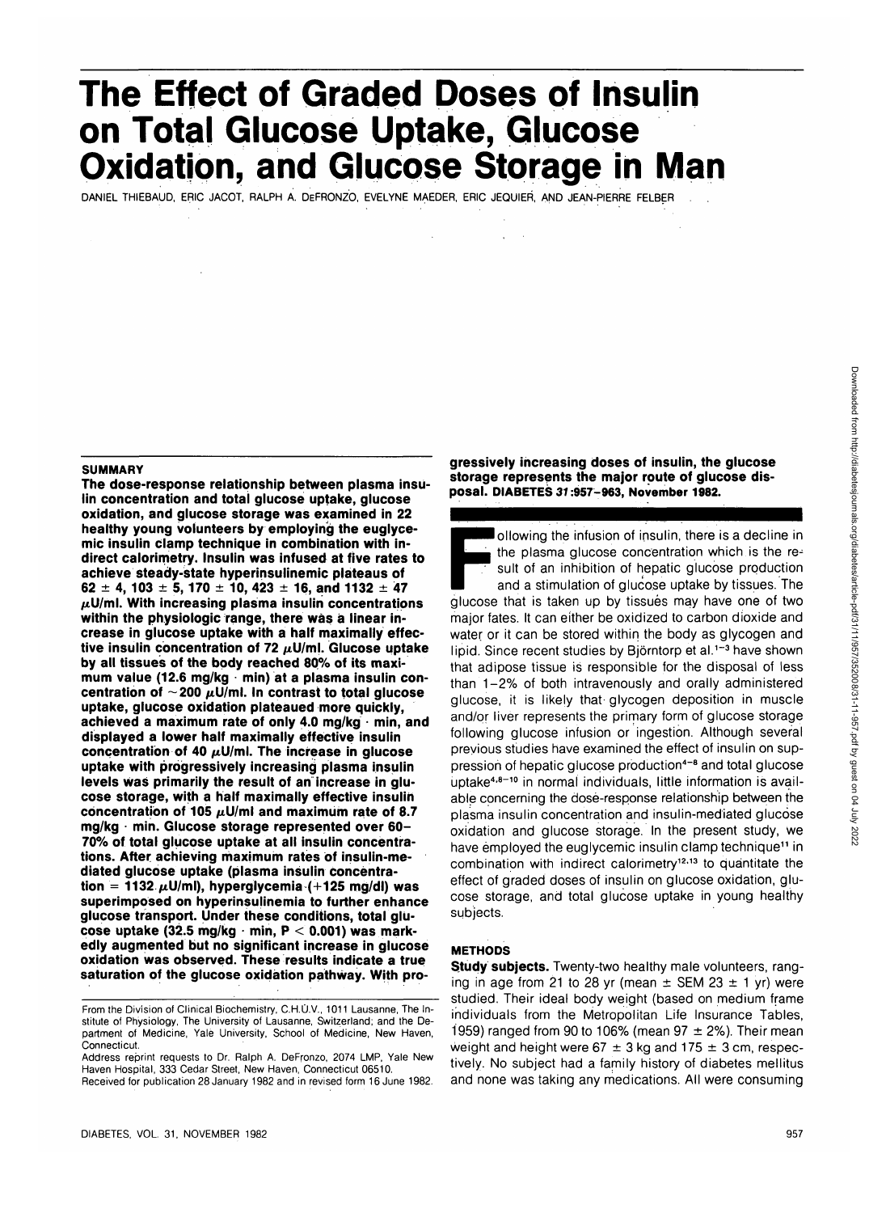# The Effect of Graded Doses of Insulin on Total Glucose Uptake, Glucose Oxidation, and Glucose Storage in Man

DANIEL THIEBAUD, ERIC JACOT, RALPH A. DEFRONZO, EVELYNE MAEDER, ERIC JEQUIER, AND JEAN-PIERRE FELBER

## SUMMARY

**The dose-response relationship between plasma insulin concentration and total glucose uptake, glucose oxidation, and glucose storage was examined in 22 healthy young volunteers by employing the euglycemic insulin clamp technique in combination with indirect calorimetry. Insulin was infused at five rates to achieve steady-state hyperinsulinemic plateaus of 62 ± 4, 103 ± 5, 170 ± 10, 423 ± 16, and 1132 ± 47 μU/ml. With increasing plasma insulin concentrations within the physiologic range, there was a linear increase in glucose uptake with a half maximally effective insulin concentration of 72 μU/ml. Glucose uptake by all tissues of the body reached 80% of its maximum value (12.6 mg/kg · min) at a plasma insulin concentration of ~200 μU/ml. In contrast to total glucose uptake, glucose oxidation plateaued more quickly, achieved a maximum rate of only 4.0 mg/kg · min, and displayed a lower half maximally effective insulin concentration of 40 μU/ml. The increase in glucose uptake with progressively increasing plasma insulin levels was primarily the result of an increase in glucose storage, with a half maximally effective insulin concentration of 105 μU/ml and maximum rate of 8.7 mg/kg · min. Glucose storage represented over 60–70% of total glucose uptake at all insulin concentrations. After achieving maximum rates of insulin-mediated glucose uptake (plasma insulin concentration = 1132 μU/ml), hyperglycemia (+125 mg/dl) was superimposed on hyperinsulinemia to further enhance glucose transport. Under these conditions, total glucose uptake (32.5 mg/kg · min, $P < 0.001$) was markedly augmented but no significant increase in glucose oxidation was observed. These results indicate a true saturation of the glucose oxidation pathway. With progressively increasing doses of insulin, the glucose storage represents the major route of glucose disposal.** DIABETES 31:957–963, November 1982.

Following the infusion of insulin, there is a decline in the plasma glucose concentration which is the result of an inhibition of hepatic glucose production and a stimulation of glucose uptake by tissues. The glucose that is taken up by tissues may have one of two major fates. It can either be oxidized to carbon dioxide and water or it can be stored within the body as glycogen and lipid. Since recent studies by Björntorp et al.[1–3] have shown that adipose tissue is responsible for the disposal of less than 1–2% of both intravenously and orally administered glucose, it is likely that glycogen deposition in muscle and/or liver represents the primary form of glucose storage following glucose infusion or ingestion. Although several previous studies have examined the effect of insulin on suppression of hepatic glucose production[4–8] and total glucose uptake[4,8–10] in normal individuals, little information is available concerning the dose-response relationship between the plasma insulin concentration and insulin-mediated glucose oxidation and glucose storage. In the present study, we have employed the euglycemic insulin clamp technique[11] in combination with indirect calorimetry[12,13] to quantitate the effect of graded doses of insulin on glucose oxidation, glucose storage, and total glucose uptake in young healthy subjects.

## METHODS

**Study subjects.** Twenty-two healthy male volunteers, ranging in age from 21 to 28 yr (mean ± SEM 23 ± 1 yr) were studied. Their ideal body weight (based on medium frame individuals from the Metropolitan Life Insurance Tables, 1959) ranged from 90 to 106% (mean 97 ± 2%). Their mean weight and height were 67 ± 3 kg and 175 ± 3 cm, respectively. No subject had a family history of diabetes mellitus and none was taking any medications. All were consuming

From the Division of Clinical Biochemistry, C.H.U.V., 1011 Lausanne, The Institute of Physiology, The University of Lausanne, Switzerland; and the Department of Medicine, Yale University, School of Medicine, New Haven, Connecticut.
Address reprint requests to Dr. Ralph A. DeFronzo, 2074 LMP, Yale New Haven Hospital, 333 Cedar Street, New Haven, Connecticut 06510.
Received for publication 28 January 1982 and in revised form 16 June 1982.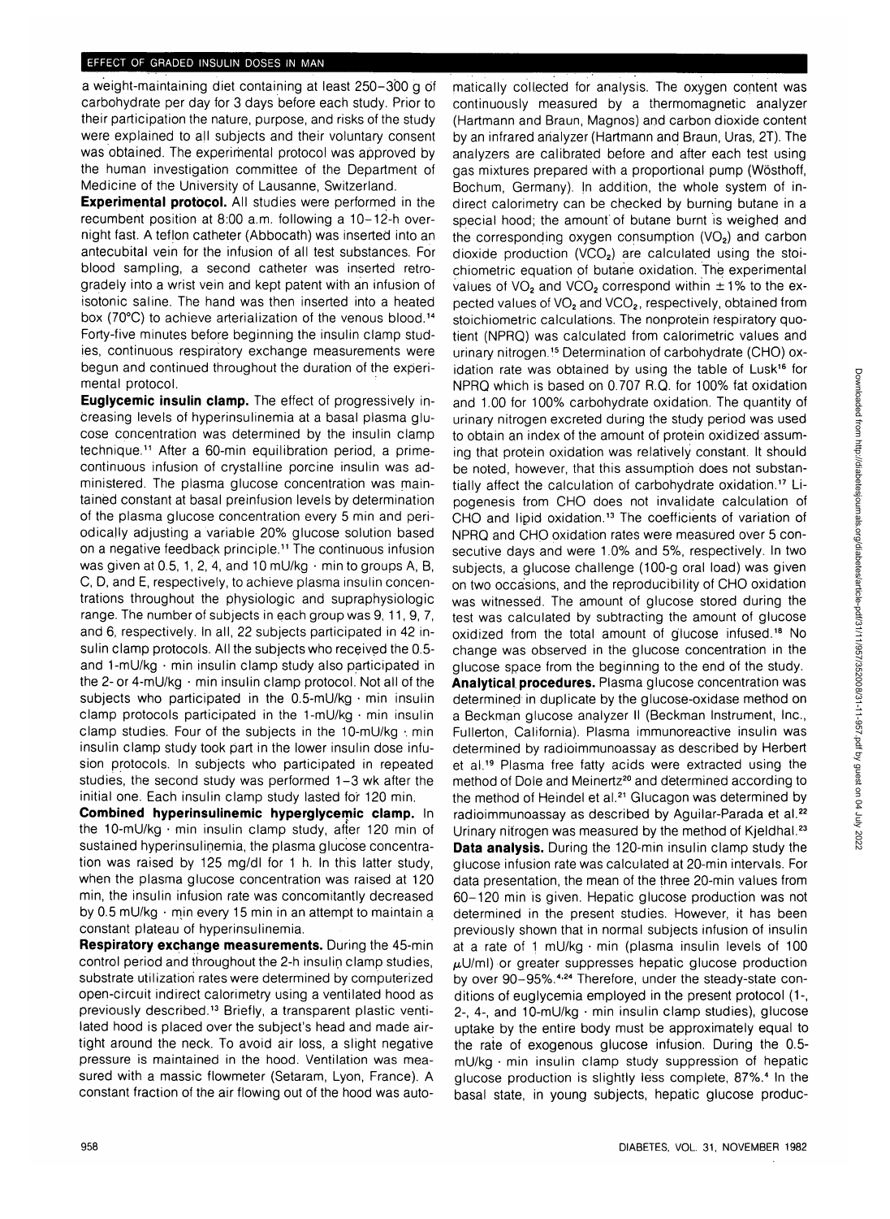a weight-maintaining diet containing at least 250–300 g of carbohydrate per day for 3 days before each study. Prior to their participation the nature, purpose, and risks of the study were explained to all subjects and their voluntary consent was obtained. The experimental protocol was approved by the human investigation committee of the Department of Medicine of the University of Lausanne, Switzerland.

**Experimental protocol.** All studies were performed in the recumbent position at 8:00 a.m. following a 10–12-h overnight fast. A teflon catheter (Abbocath) was inserted into an antecubital vein for the infusion of all test substances. For blood sampling, a second catheter was inserted retrogradely into a wrist vein and kept patent with an infusion of isotonic saline. The hand was then inserted into a heated box (70°C) to achieve arterialization of the venous blood.[14] Forty-five minutes before beginning the insulin clamp studies, continuous respiratory exchange measurements were begun and continued throughout the duration of the experimental protocol.

**Euglycemic insulin clamp.** The effect of progressively increasing levels of hyperinsulinemia at a basal plasma glucose concentration was determined by the insulin clamp technique.[11] After a 60-min equilibration period, a prime-continuous infusion of crystalline porcine insulin was administered. The plasma glucose concentration was maintained constant at basal preinfusion levels by determination of the plasma glucose concentration every 5 min and periodically adjusting a variable 20% glucose solution based on a negative feedback principle.[11] The continuous infusion was given at 0.5, 1, 2, 4, and 10 mU/kg · min to groups A, B, C, D, and E, respectively, to achieve plasma insulin concentrations throughout the physiologic and supraphysiologic range. The number of subjects in each group was 9, 11, 9, 7, and 6, respectively. In all, 22 subjects participated in 42 insulin clamp protocols. All the subjects who received the 0.5- and 1-mU/kg · min insulin clamp study also participated in the 2- or 4-mU/kg · min insulin clamp protocol. Not all of the subjects who participated in the 0.5-mU/kg · min insulin clamp protocols participated in the 1-mU/kg · min insulin clamp studies. Four of the subjects in the 10-mU/kg · min insulin clamp study took part in the lower insulin dose infusion protocols. In subjects who participated in repeated studies, the second study was performed 1–3 wk after the initial one. Each insulin clamp study lasted for 120 min.

**Combined hyperinsulinemic hyperglycemic clamp.** In the 10-mU/kg · min insulin clamp study, after 120 min of sustained hyperinsulinemia, the plasma glucose concentration was raised by 125 mg/dl for 1 h. In this latter study, when the plasma glucose concentration was raised at 120 min, the insulin infusion rate was concomitantly decreased by 0.5 mU/kg · min every 15 min in an attempt to maintain a constant plateau of hyperinsulinemia.

**Respiratory exchange measurements.** During the 45-min control period and throughout the 2-h insulin clamp studies, substrate utilization rates were determined by computerized open-circuit indirect calorimetry using a ventilated hood as previously described.[13] Briefly, a transparent plastic ventilated hood is placed over the subject's head and made airtight around the neck. To avoid air loss, a slight negative pressure is maintained in the hood. Ventilation was measured with a massic flowmeter (Setaram, Lyon, France). A constant fraction of the air flowing out of the hood was automatically collected for analysis. The oxygen content was continuously measured by a thermomagnetic analyzer (Hartmann and Braun, Magnos) and carbon dioxide content by an infrared analyzer (Hartmann and Braun, Uras, 2T). The analyzers are calibrated before and after each test using gas mixtures prepared with a proportional pump (Wösthoff, Bochum, Germany). In addition, the whole system of indirect calorimetry can be checked by burning butane in a special hood; the amount of butane burnt is weighed and the corresponding oxygen consumption ($VO_2$) and carbon dioxide production ($VCO_2$) are calculated using the stoichiometric equation of butane oxidation. The experimental values of $VO_2$ and $VCO_2$ correspond within ±1% to the expected values of $VO_2$ and $VCO_2$, respectively, obtained from stoichiometric calculations. The nonprotein respiratory quotient (NPRQ) was calculated from calorimetric values and urinary nitrogen.[15] Determination of carbohydrate (CHO) oxidation rate was obtained by using the table of Lusk[16] for NPRQ which is based on 0.707 R.Q. for 100% fat oxidation and 1.00 for 100% carbohydrate oxidation. The quantity of urinary nitrogen excreted during the study period was used to obtain an index of the amount of protein oxidized assuming that protein oxidation was relatively constant. It should be noted, however, that this assumption does not substantially affect the calculation of carbohydrate oxidation.[17] Lipogenesis from CHO does not invalidate calculation of CHO and lipid oxidation.[13] The coefficients of variation of NPRQ and CHO oxidation rates were measured over 5 consecutive days and were 1.0% and 5%, respectively. In two subjects, a glucose challenge (100-g oral load) was given on two occasions, and the reproducibility of CHO oxidation was witnessed. The amount of glucose stored during the test was calculated by subtracting the amount of glucose oxidized from the total amount of glucose infused.[18] No change was observed in the glucose concentration in the glucose space from the beginning to the end of the study.

**Analytical procedures.** Plasma glucose concentration was determined in duplicate by the glucose-oxidase method on a Beckman glucose analyzer II (Beckman Instrument, Inc., Fullerton, California). Plasma immunoreactive insulin was determined by radioimmunoassay as described by Herbert et al.[19] Plasma free fatty acids were extracted using the method of Dole and Meinertz[20] and determined according to the method of Heindel et al.[21] Glucagon was determined by radioimmunoassay as described by Aguilar-Parada et al.[22] Urinary nitrogen was measured by the method of Kjeldhal.[23]

**Data analysis.** During the 120-min insulin clamp study the glucose infusion rate was calculated at 20-min intervals. For data presentation, the mean of the three 20-min values from 60–120 min is given. Hepatic glucose production was not determined in the present studies. However, it has been previously shown that in normal subjects infusion of insulin at a rate of 1 mU/kg · min (plasma insulin levels of 100 μU/ml) or greater suppresses hepatic glucose production by over 90–95%.[4,24] Therefore, under the steady-state conditions of euglycemia employed in the present protocol (1-, 2-, 4-, and 10-mU/kg · min insulin clamp studies), glucose uptake by the entire body must be approximately equal to the rate of exogenous glucose infusion. During the 0.5-mU/kg · min insulin clamp study suppression of hepatic glucose production is slightly less complete, 87%.[4] In the basal state, in young subjects, hepatic glucose produc-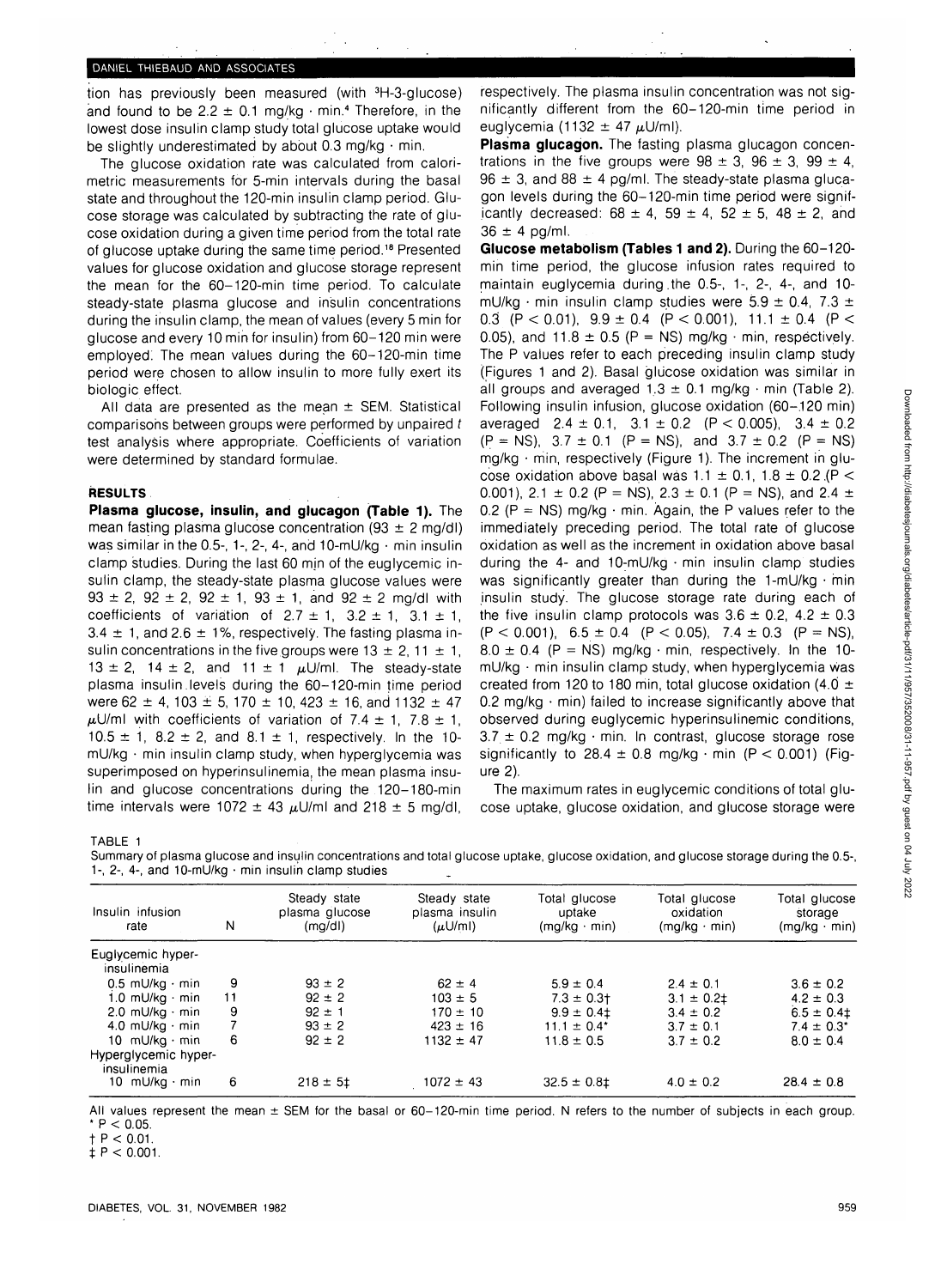tion has previously been measured (with $^3$H-3-glucose) and found to be 2.2 ± 0.1 mg/kg · min.[4] Therefore, in the lowest dose insulin clamp study total glucose uptake would be slightly underestimated by about 0.3 mg/kg · min.

The glucose oxidation rate was calculated from calorimetric measurements for 5-min intervals during the basal state and throughout the 120-min insulin clamp period. Glucose storage was calculated by subtracting the rate of glucose oxidation during a given time period from the total rate of glucose uptake during the same time period.[18] Presented values for glucose oxidation and glucose storage represent the mean for the 60–120-min time period. To calculate steady-state plasma glucose and insulin concentrations during the insulin clamp, the mean of values (every 5 min for glucose and every 10 min for insulin) from 60–120 min were employed. The mean values during the 60–120-min time period were chosen to allow insulin to more fully exert its biologic effect.

All data are presented as the mean ± SEM. Statistical comparisons between groups were performed by unpaired *t* test analysis where appropriate. Coefficients of variation were determined by standard formulae.

## RESULTS

**Plasma glucose, insulin, and glucagon (Table 1).** The mean fasting plasma glucose concentration (93 ± 2 mg/dl) was similar in the 0.5-, 1-, 2-, 4-, and 10-mU/kg · min insulin clamp studies. During the last 60 min of the euglycemic insulin clamp, the steady-state plasma glucose values were 93 ± 2, 92 ± 2, 92 ± 1, 93 ± 1, and 92 ± 2 mg/dl with coefficients of variation of 2.7 ± 1, 3.2 ± 1, 3.1 ± 1, 3.4 ± 1, and 2.6 ± 1%, respectively. The fasting plasma insulin concentrations in the five groups were 13 ± 2, 11 ± 1, 13 ± 2, 14 ± 2, and 11 ± 1 μU/ml. The steady-state plasma insulin levels during the 60–120-min time period were 62 ± 4, 103 ± 5, 170 ± 10, 423 ± 16, and 1132 ± 47 μU/ml with coefficients of variation of 7.4 ± 1, 7.8 ± 1, 10.5 ± 1, 8.2 ± 2, and 8.1 ± 1, respectively. In the 10-mU/kg · min insulin clamp study, when hyperglycemia was superimposed on hyperinsulinemia, the mean plasma insulin and glucose concentrations during the 120–180-min time intervals were 1072 ± 43 μU/ml and 218 ± 5 mg/dl, respectively. The plasma insulin concentration was not significantly different from the 60–120-min time period in euglycemia (1132 ± 47 μU/ml).

**Plasma glucagon.** The fasting plasma glucagon concentrations in the five groups were 98 ± 3, 96 ± 3, 99 ± 4, 96 ± 3, and 88 ± 4 pg/ml. The steady-state plasma glucagon levels during the 60–120-min time period were significantly decreased: 68 ± 4, 59 ± 4, 52 ± 5, 48 ± 2, and 36 ± 4 pg/ml.

**Glucose metabolism (Tables 1 and 2).** During the 60–120-min time period, the glucose infusion rates required to maintain euglycemia during the 0.5-, 1-, 2-, 4-, and 10-mU/kg · min insulin clamp studies were 5.9 ± 0.4, 7.3 ± 0.3 ($P < 0.01$), 9.9 ± 0.4 ($P < 0.001$), 11.1 ± 0.4 ($P < 0.05$), and 11.8 ± 0.5 (P = NS) mg/kg · min, respectively. The P values refer to each preceding insulin clamp study (Figures 1 and 2). Basal glucose oxidation was similar in all groups and averaged 1.3 ± 0.1 mg/kg · min (Table 2). Following insulin infusion, glucose oxidation (60–120 min) averaged 2.4 ± 0.1, 3.1 ± 0.2 ($P < 0.005$), 3.4 ± 0.2 (P = NS), 3.7 ± 0.1 (P = NS), and 3.7 ± 0.2 (P = NS) mg/kg · min, respectively (Figure 1). The increment in glucose oxidation above basal was 1.1 ± 0.1, 1.8 ± 0.2 ($P < 0.001$), 2.1 ± 0.2 (P = NS), 2.3 ± 0.1 (P = NS), and 2.4 ± 0.2 (P = NS) mg/kg · min. Again, the P values refer to the immediately preceding period. The total rate of glucose oxidation as well as the increment in oxidation above basal during the 4- and 10-mU/kg · min insulin clamp studies was significantly greater than during the 1-mU/kg · min insulin study. The glucose storage rate during each of the five insulin clamp protocols was 3.6 ± 0.2, 4.2 ± 0.3 ($P < 0.001$), 6.5 ± 0.4 ($P < 0.05$), 7.4 ± 0.3 (P = NS), 8.0 ± 0.4 (P = NS) mg/kg · min, respectively. In the 10-mU/kg · min insulin clamp study, when hyperglycemia was created from 120 to 180 min, total glucose oxidation (4.0 ± 0.2 mg/kg · min) failed to increase significantly above that observed during euglycemic hyperinsulinemic conditions, 3.7 ± 0.2 mg/kg · min. In contrast, glucose storage rose significantly to 28.4 ± 0.8 mg/kg · min ($P < 0.001$) (Figure 2).

The maximum rates in euglycemic conditions of total glucose uptake, glucose oxidation, and glucose storage were

TABLE 1

Summary of plasma glucose and insulin concentrations and total glucose uptake, glucose oxidation, and glucose storage during the 0.5-, 1-, 2-, 4-, and 10-mU/kg · min insulin clamp studies

| Insulin infusion rate | N | Steady state plasma glucose (mg/dl) | Steady state plasma insulin (μU/ml) | Total glucose uptake (mg/kg · min) | Total glucose oxidation (mg/kg · min) | Total glucose storage (mg/kg · min) |
|---|---|---|---|---|---|---|
| Euglycemic hyperinsulinemia | | | | | | |
| 0.5 mU/kg · min | 9 | 93 ± 2 | 62 ± 4 | 5.9 ± 0.4 | 2.4 ± 0.1 | 3.6 ± 0.2 |
| 1.0 mU/kg · min | 11 | 92 ± 2 | 103 ± 5 | 7.3 ± 0.3† | 3.1 ± 0.2‡ | 4.2 ± 0.3 |
| 2.0 mU/kg · min | 9 | 92 ± 1 | 170 ± 10 | 9.9 ± 0.4‡ | 3.4 ± 0.2 | 6.5 ± 0.4‡ |
| 4.0 mU/kg · min | 7 | 93 ± 2 | 423 ± 16 | 11.1 ± 0.4* | 3.7 ± 0.1 | 7.4 ± 0.3* |
| 10 mU/kg · min | 6 | 92 ± 2 | 1132 ± 47 | 11.8 ± 0.5 | 3.7 ± 0.2 | 8.0 ± 0.4 |
| Hyperglycemic hyperinsulinemia | | | | | | |
| 10 mU/kg · min | 6 | 218 ± 5‡ | 1072 ± 43 | 32.5 ± 0.8‡ | 4.0 ± 0.2 | 28.4 ± 0.8 |

All values represent the mean ± SEM for the basal or 60–120-min time period. N refers to the number of subjects in each group.
* $P < 0.05$.
† $P < 0.01$.
‡ $P < 0.001$.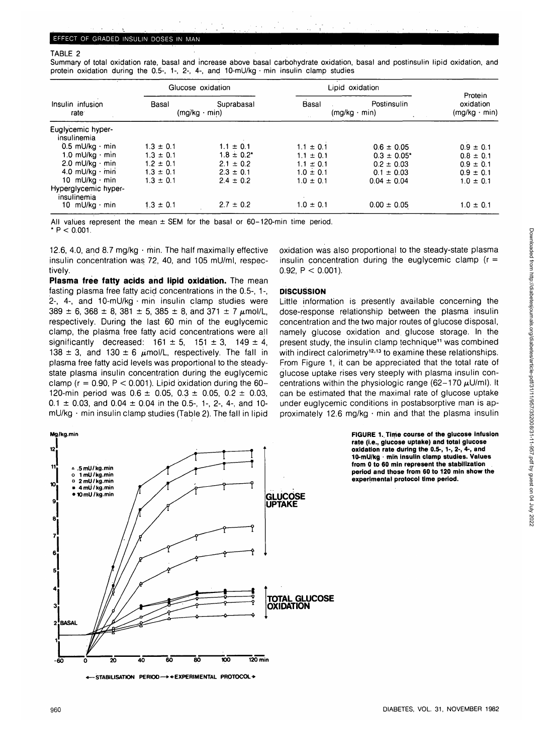TABLE 2

Summary of total oxidation rate, basal and increase above basal carbohydrate oxidation, basal and postinsulin lipid oxidation, and protein oxidation during the 0.5-, 1-, 2-, 4-, and 10-mU/kg · min insulin clamp studies

| Insulin infusion rate | Glucose oxidation | | Lipid oxidation | | Protein oxidation (mg/kg · min) |
|---|---|---|---|---|---|
| | Basal | Suprabasal | Basal | Postinsulin | |
| | (mg/kg · min) | | (mg/kg · min) | | |
| Euglycemic hyper-insulinemia | | | | | |
| 0.5 mU/kg · min | 1.3 ± 0.1 | 1.1 ± 0.1 | 1.1 ± 0.1 | 0.6 ± 0.05 | 0.9 ± 0.1 |
| 1.0 mU/kg · min | 1.3 ± 0.1 | 1.8 ± 0.2* | 1.1 ± 0.1 | 0.3 ± 0.05* | 0.8 ± 0.1 |
| 2.0 mU/kg · min | 1.2 ± 0.1 | 2.1 ± 0.2 | 1.1 ± 0.1 | 0.2 ± 0.03 | 0.9 ± 0.1 |
| 4.0 mU/kg · min | 1.3 ± 0.1 | 2.3 ± 0.1 | 1.0 ± 0.1 | 0.1 ± 0.03 | 0.9 ± 0.1 |
| 10 mU/kg · min | 1.3 ± 0.1 | 2.4 ± 0.2 | 1.0 ± 0.1 | 0.04 ± 0.04 | 1.0 ± 0.1 |
| Hyperglycemic hyper-insulinemia | | | | | |
| 10 mU/kg · min | 1.3 ± 0.1 | 2.7 ± 0.2 | 1.0 ± 0.1 | 0.00 ± 0.05 | 1.0 ± 0.1 |

All values represent the mean ± SEM for the basal or 60–120-min time period.
* $P < 0.001$.

12.6, 4.0, and 8.7 mg/kg · min. The half maximally effective insulin concentration was 72, 40, and 105 mU/ml, respectively.

**Plasma free fatty acids and lipid oxidation.** The mean fasting plasma free fatty acid concentrations in the 0.5-, 1-, 2-, 4-, and 10-mU/kg · min insulin clamp studies were 389 ± 6, 368 ± 8, 381 ± 5, 385 ± 8, and 371 ± 7 μmol/L, respectively. During the last 60 min of the euglycemic clamp, the plasma free fatty acid concentrations were all significantly decreased: 161 ± 5, 151 ± 3, 149 ± 4, 138 ± 3, and 130 ± 6 μmol/L, respectively. The fall in plasma free fatty acid levels was proportional to the steady-state plasma insulin concentration during the euglycemic clamp ($r = 0.90$, $P < 0.001$). Lipid oxidation during the 60–120-min period was 0.6 ± 0.05, 0.3 ± 0.05, 0.2 ± 0.03, 0.1 ± 0.03, and 0.04 ± 0.04 in the 0.5-, 1-, 2-, 4-, and 10-mU/kg · min insulin clamp studies (Table 2). The fall in lipid oxidation was also proportional to the steady-state plasma insulin concentration during the euglycemic clamp ($r = 0.92$, $P < 0.001$).

## DISCUSSION

Little information is presently available concerning the dose-response relationship between the plasma insulin concentration and the two major routes of glucose disposal, namely glucose oxidation and glucose storage. In the present study, the insulin clamp technique[11] was combined with indirect calorimetry[12,13] to examine these relationships. From Figure 1, it can be appreciated that the total rate of glucose uptake rises very steeply with plasma insulin concentrations within the physiologic range (62–170 μU/ml). It can be estimated that the maximal rate of glucose uptake under euglycemic conditions in postabsorptive man is approximately 12.6 mg/kg · min and that the plasma insulin

FIGURE 1. Time course of the glucose infusion rate (i.e., glucose uptake) and total glucose oxidation rate during the 0.5-, 1-, 2-, 4-, and 10-mU/kg · min insulin clamp studies. Values from 0 to 60 min represent the stabilization period and those from 60 to 120 min show the experimental protocol time period.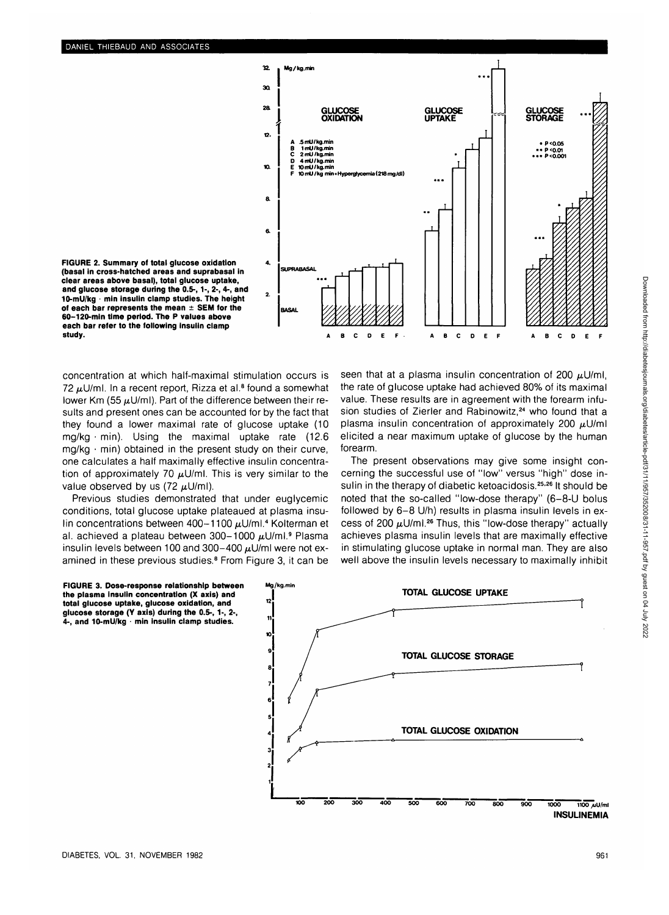FIGURE 2. Summary of total glucose oxidation (basal in cross-hatched areas and suprabasal in clear areas above basal), total glucose uptake, and glucose storage during the 0.5-, 1-, 2-, 4-, and 10-mU/kg · min insulin clamp studies. The height of each bar represents the mean ± SEM for the 60–120-min time period. The P values above each bar refer to the following insulin clamp study.

concentration at which half-maximal stimulation occurs is 72 μU/ml. In a recent report, Rizza et al.[8] found a somewhat lower Km (55 μU/ml). Part of the difference between their results and present ones can be accounted for by the fact that they found a lower maximal rate of glucose uptake (10 mg/kg · min). Using the maximal uptake rate (12.6 mg/kg · min) obtained in the present study on their curve, one calculates a half maximally effective insulin concentration of approximately 70 μU/ml. This is very similar to the value observed by us (72 μU/ml).

Previous studies demonstrated that under euglycemic conditions, total glucose uptake plateaued at plasma insulin concentrations between 400–1100 μU/ml.[4] Kolterman et al. achieved a plateau between 300–1000 μU/ml.[9] Plasma insulin levels between 100 and 300–400 μU/ml were not examined in these previous studies.[8] From Figure 3, it can be seen that at a plasma insulin concentration of 200 μU/ml, the rate of glucose uptake had achieved 80% of its maximal value. These results are in agreement with the forearm infusion studies of Zierler and Rabinowitz,[24] who found that a plasma insulin concentration of approximately 200 μU/ml elicited a near maximum uptake of glucose by the human forearm.

The present observations may give some insight concerning the successful use of "low" versus "high" dose insulin in the therapy of diabetic ketoacidosis.[25,26] It should be noted that the so-called "low-dose therapy" (6–8-U bolus followed by 6–8 U/h) results in plasma insulin levels in excess of 200 μU/ml.[26] Thus, this "low-dose therapy" actually achieves plasma insulin levels that are maximally effective in stimulating glucose uptake in normal man. They are also well above the insulin levels necessary to maximally inhibit

FIGURE 3. Dose-response relationship between the plasma insulin concentration (X axis) and total glucose uptake, glucose oxidation, and glucose storage (Y axis) during the 0.5-, 1-, 2-, 4-, and 10-mU/kg · min insulin clamp studies.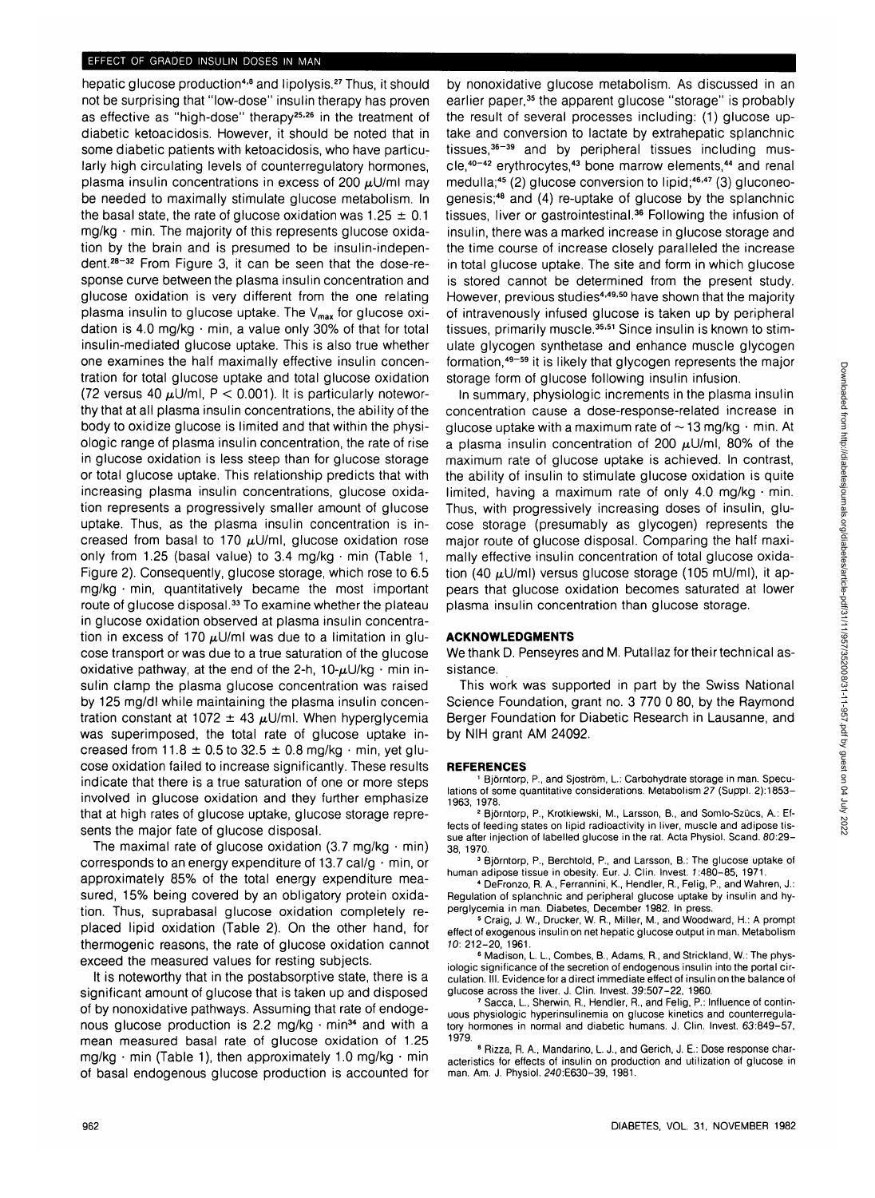hepatic glucose production[4,8] and lipolysis.[27] Thus, it should not be surprising that "low-dose" insulin therapy has proven as effective as "high-dose" therapy[25,26] in the treatment of diabetic ketoacidosis. However, it should be noted that in some diabetic patients with ketoacidosis, who have particularly high circulating levels of counterregulatory hormones, plasma insulin concentrations in excess of 200 μU/ml may be needed to maximally stimulate glucose metabolism. In the basal state, the rate of glucose oxidation was 1.25 ± 0.1 mg/kg · min. The majority of this represents glucose oxidation by the brain and is presumed to be insulin-independent.[28-32] From Figure 3, it can be seen that the dose-response curve between the plasma insulin concentration and glucose oxidation is very different from the one relating plasma insulin to glucose uptake. The $V_{max}$ for glucose oxidation is 4.0 mg/kg · min, a value only 30% of that for total insulin-mediated glucose uptake. This is also true whether one examines the half maximally effective insulin concentration for total glucose uptake and total glucose oxidation (72 versus 40 μU/ml, $P < 0.001$). It is particularly noteworthy that at all plasma insulin concentrations, the ability of the body to oxidize glucose is limited and that within the physiologic range of plasma insulin concentration, the rate of rise in glucose oxidation is less steep than for glucose storage or total glucose uptake. This relationship predicts that with increasing plasma insulin concentrations, glucose oxidation represents a progressively smaller amount of glucose uptake. Thus, as the plasma insulin concentration is increased from basal to 170 μU/ml, glucose oxidation rose only from 1.25 (basal value) to 3.4 mg/kg · min (Table 1, Figure 2). Consequently, glucose storage, which rose to 6.5 mg/kg · min, quantitatively became the most important route of glucose disposal.[33] To examine whether the plateau in glucose oxidation observed at plasma insulin concentration in excess of 170 μU/ml was due to a limitation in glucose transport or was due to a true saturation of the glucose oxidative pathway, at the end of the 2-h, 10-μU/kg · min insulin clamp the plasma glucose concentration was raised by 125 mg/dl while maintaining the plasma insulin concentration constant at 1072 ± 43 μU/ml. When hyperglycemia was superimposed, the total rate of glucose uptake increased from 11.8 ± 0.5 to 32.5 ± 0.8 mg/kg · min, yet glucose oxidation failed to increase significantly. These results indicate that there is a true saturation of one or more steps involved in glucose oxidation and they further emphasize that at high rates of glucose uptake, glucose storage represents the major fate of glucose disposal.

The maximal rate of glucose oxidation (3.7 mg/kg · min) corresponds to an energy expenditure of 13.7 cal/g · min, or approximately 85% of the total energy expenditure measured, 15% being covered by an obligatory protein oxidation. Thus, suprabasal glucose oxidation completely replaced lipid oxidation (Table 2). On the other hand, for thermogenic reasons, the rate of glucose oxidation cannot exceed the measured values for resting subjects.

It is noteworthy that in the postabsorptive state, there is a significant amount of glucose that is taken up and disposed of by nonoxidative pathways. Assuming that rate of endogenous glucose production is 2.2 mg/kg · min[34] and with a mean measured basal rate of glucose oxidation of 1.25 mg/kg · min (Table 1), then approximately 1.0 mg/kg · min of basal endogenous glucose production is accounted for by nonoxidative glucose metabolism. As discussed in an earlier paper,[35] the apparent glucose "storage" is probably the result of several processes including: (1) glucose uptake and conversion to lactate by extrahepatic splanchnic tissues,[36-39] and by peripheral tissues including muscle,[40-42] erythrocytes,[43] bone marrow elements,[44] and renal medulla;[45] (2) glucose conversion to lipid;[46,47] (3) gluconeogenesis;[48] and (4) re-uptake of glucose by the splanchnic tissues, liver or gastrointestinal.[36] Following the infusion of insulin, there was a marked increase in glucose storage and the time course of increase closely paralleled the increase in total glucose uptake. The site and form in which glucose is stored cannot be determined from the present study. However, previous studies[4,49,50] have shown that the majority of intravenously infused glucose is taken up by peripheral tissues, primarily muscle.[35,51] Since insulin is known to stimulate glycogen synthetase and enhance muscle glycogen formation,[49-59] it is likely that glycogen represents the major storage form of glucose following insulin infusion.

In summary, physiologic increments in the plasma insulin concentration cause a dose-response-related increase in glucose uptake with a maximum rate of ~13 mg/kg · min. At a plasma insulin concentration of 200 μU/ml, 80% of the maximum rate of glucose uptake is achieved. In contrast, the ability of insulin to stimulate glucose oxidation is quite limited, having a maximum rate of only 4.0 mg/kg · min. Thus, with progressively increasing doses of insulin, glucose storage (presumably as glycogen) represents the major route of glucose disposal. Comparing the half maximally effective insulin concentration of total glucose oxidation (40 μU/ml) versus glucose storage (105 mU/ml), it appears that glucose oxidation becomes saturated at lower plasma insulin concentration than glucose storage.

## ACKNOWLEDGMENTS

We thank D. Penseyres and M. Putallaz for their technical assistance.

This work was supported in part by the Swiss National Science Foundation, grant no. 3 770 0 80, by the Raymond Berger Foundation for Diabetic Research in Lausanne, and by NIH grant AM 24092.

## REFERENCES

1. Björntorp, P., and Sjoström, L.: Carbohydrate storage in man. Speculations of some quantitative considerations. Metabolism 27 (Suppl. 2):1853–1963, 1978.
2. Björntorp, P., Krotkiewski, M., Larsson, B., and Somlo-Szücs, A.: Effects of feeding states on lipid radioactivity in liver, muscle and adipose tissue after injection of labelled glucose in the rat. Acta Physiol. Scand. 80:29–38, 1970.
3. Björntorp, P., Berchtold, P., and Larsson, B.: The glucose uptake of human adipose tissue in obesity. Eur. J. Clin. Invest. 1:480–85, 1971.
4. DeFronzo, R. A., Ferrannini, K., Hendler, R., Felig, P., and Wahren, J.: Regulation of splanchnic and peripheral glucose uptake by insulin and hyperglycemia in man. Diabetes, December 1982. In press.
5. Craig, J. W., Drucker, W. R., Miller, M., and Woodward, H.: A prompt effect of exogenous insulin on net hepatic glucose output in man. Metabolism 10: 212–20, 1961.
6. Madison, L. L., Combes, B., Adams, R., and Strickland, W.: The physiologic significance of the secretion of endogenous insulin into the portal circulation. III. Evidence for a direct immediate effect of insulin on the balance of glucose across the liver. J. Clin. Invest. 39:507–22, 1960.
7. Sacca, L., Sherwin, R., Hendler, R., and Felig, P.: Influence of continuous physiologic hyperinsulinemia on glucose kinetics and counterregulatory hormones in normal and diabetic humans. J. Clin. Invest. 63:849–57, 1979.
8. Rizza, R. A., Mandarino, L. J., and Gerich, J. E.: Dose response characteristics for effects of insulin on production and utilization of glucose in man. Am. J. Physiol. 240:E630–39, 1981.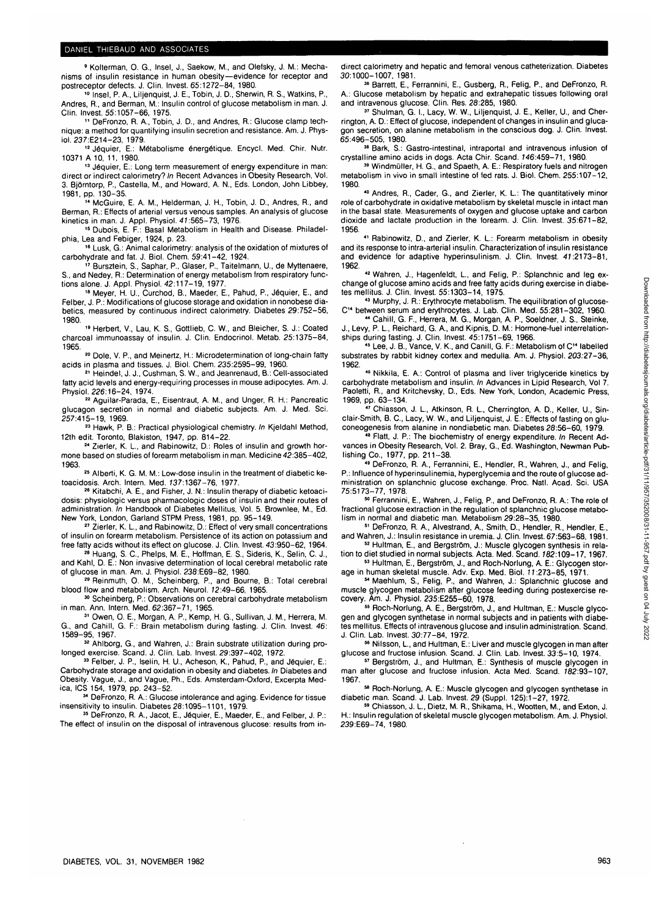[9] Kolterman, O. G., Insel, J., Saekow, M., and Olefsky, J. M.: Mechanisms of insulin resistance in human obesity—evidence for receptor and postreceptor defects. J. Clin. Invest. 65:1272–84, 1980.

[10] Insel, P. A., Liljenquist, J. E., Tobin, J. D., Sherwin, R. S., Watkins, P., Andres, R., and Berman, M.: Insulin control of glucose metabolism in man. J. Clin. Invest. 55:1057–66, 1975.

[11] DeFronzo, R. A., Tobin, J. D., and Andres, R.: Glucose clamp technique: a method for quantifying insulin secretion and resistance. Am. J. Physiol. 237:E214–23, 1979.

[12] Jéquier, E.: Métabolisme énergétique. Encycl. Med. Chir. Nutr. 10371 A 10, 11, 1980.

[13] Jéquier, E.: Long term measurement of energy expenditure in man: direct or indirect calorimetry? *In* Recent Advances in Obesity Research, Vol. 3. Björntorp, P., Castella, M., and Howard, A. N., Eds. London, John Libbey, 1981, pp. 130–35.

[14] McGuire, E. A. M., Helderman, J. H., Tobin, J. D., Andres, R., and Berman, R.: Effects of arterial versus venous samples. An analysis of glucose kinetics in man. J. Appl. Physiol. 41:565–73, 1976.

[15] Dubois, E. F.: Basal Metabolism in Health and Disease. Philadelphia, Lea and Febiger, 1924, p. 23.

[16] Lusk, G.: Animal calorimetry: analysis of the oxidation of mixtures of carbohydrate and fat. J. Biol. Chem. 59:41–42, 1924.

[17] Bursztein, S., Saphar, P., Glaser, P., Taitelmann, U., de Myttenaere, S., and Nedey, R.: Determination of energy metabolism from respiratory functions alone. J. Appl. Physiol. 42:117–19, 1977.

[18] Meyer, H. U., Curchod, B., Maeder, E., Pahud, P., Jéquier, E., and Felber, J. P.: Modifications of glucose storage and oxidation in nonobese diabetics, measured by continuous indirect calorimetry. Diabetes 29:752–56, 1980.

[19] Herbert, V., Lau, K. S., Gottlieb, C. W., and Bleicher, S. J.: Coated charcoal immunoassay of insulin. J. Clin. Endocrinol. Metab. 25:1375–84, 1965.

[20] Dole, V. P., and Meinertz, H.: Microdetermination of long-chain fatty acids in plasma and tissues. J. Biol. Chem. 235:2595–99, 1960.

[21] Heindel, J. J., Cushman, S. W., and Jeanrenaud, B.: Cell-associated fatty acid levels and energy-requiring processes in mouse adipocytes. Am. J. Physiol. 226:16–24, 1974.

[22] Aguilar-Parada, E., Eisentraut, A. M., and Unger, R. H.: Pancreatic glucagon secretion in normal and diabetic subjects. Am. J. Med. Sci. 257:415–19, 1969.

[23] Hawk, P. B.: Practical physiological chemistry. *In* Kjeldahl Method, 12th edit. Toronto, Blakiston, 1947, pp. 814–22.

[24] Zierler, K. L., and Rabinowitz, D.: Roles of insulin and growth hormone based on studies of forearm metabolism in man. Medicine 42:385–402, 1963.

[25] Alberti, K. G. M. M.: Low-dose insulin in the treatment of diabetic ketoacidosis. Arch. Intern. Med. 137:1367–76, 1977.

[26] Kitabchi, A. E., and Fisher, J. N.: Insulin therapy of diabetic ketoacidosis: physiologic versus pharmacologic doses of insulin and their routes of administration. *In* Handbook of Diabetes Mellitus, Vol. 5. Brownlee, M., Ed. New York, London, Garland STPM Press, 1981, pp. 95–149.

[27] Zierler, K. L., and Rabinowitz, D.: Effect of very small concentrations of insulin on forearm metabolism. Persistence of its action on potassium and free fatty acids without its effect on glucose. J. Clin. Invest. 43:950–62, 1964.

[28] Huang, S. C., Phelps, M. E., Hoffman, E. S., Sideris, K., Selin, C. J., and Kahl, D. E.: Non invasive determination of local cerebral metabolic rate of glucose in man. Am. J. Physiol. 238:E69–82, 1980.

[29] Reinmuth, O. M., Scheinberg, P., and Bourne, B.: Total cerebral blood flow and metabolism. Arch. Neurol. 12:49–66, 1965.

[30] Scheinberg, P.: Observations on cerebral carbohydrate metabolism in man. Ann. Intern. Med. 62:367–71, 1965.

[31] Owen, O. E., Morgan, A. P., Kemp, H. G., Sullivan, J. M., Herrera, M. G., and Cahill, G. F.: Brain metabolism during fasting. J. Clin. Invest. 46:1589–95, 1967.

[32] Ahlborg, G., and Wahren, J.: Brain substrate utilization during prolonged exercise. Scand. J. Clin. Lab. Invest. 29:397–402, 1972.

[33] Felber, J. P., Iselin, H. U., Acheson, K., Pahud, P., and Jéquier, E.: Carbohydrate storage and oxidation in obesity and diabetes. *In* Diabetes and Obesity. Vague, J., and Vague, Ph., Eds. Amsterdam-Oxford, Excerpta Medica, ICS 154, 1979, pp. 243–52.

[34] DeFronzo, R. A.: Glucose intolerance and aging. Evidence for tissue insensitivity to insulin. Diabetes 28:1095–1101, 1979.

[35] DeFronzo, R. A., Jacot, E., Jéquier, E., Maeder, E., and Felber, J. P.: The effect of insulin on the disposal of intravenous glucose: results from indirect calorimetry and hepatic and femoral venous catheterization. Diabetes 30:1000–1007, 1981.

[36] Barrett, E., Ferrannini, E., Gusberg, R., Felig, P., and DeFronzo, R. A.: Glucose metabolism by hepatic and extrahepatic tissues following oral and intravenous glucose. Clin. Res. 28:285, 1980.

[37] Shulman, G. I., Lacy, W. W., Liljenquist, J. E., Keller, U., and Cherrington, A. D.: Effect of glucose, independent of changes in insulin and glucagon secretion, on alanine metabolism in the conscious dog. J. Clin. Invest. 65:496–505, 1980.

[38] Bark, S.: Gastro-intestinal, intraportal and intravenous infusion of crystalline amino acids in dogs. Acta Chir. Scand. 146:459–71, 1980.

[39] Windmüller, H. G., and Spaeth, A. E.: Respiratory fuels and nitrogen metabolism in vivo in small intestine of fed rats. J. Biol. Chem. 255:107–12, 1980.

[40] Andres, R., Cader, G., and Zierler, K. L.: The quantitatively minor role of carbohydrate in oxidative metabolism by skeletal muscle in intact man in the basal state. Measurements of oxygen and glucose uptake and carbon dioxide and lactate production in the forearm. J. Clin. Invest. 35:671–82, 1956.

[41] Rabinowitz, D., and Zierler, K. L.: Forearm metabolism in obesity and its response to intra-arterial insulin. Characterization of insulin resistance and evidence for adaptive hyperinsulinism. J. Clin. Invest. 41:2173–81, 1962.

[42] Wahren, J., Hagenfeldt, L., and Felig, P.: Splanchnic and leg exchange of glucose amino acids and free fatty acids during exercise in diabetes mellitus. J. Clin. Invest. 55:1303–14, 1975.

[43] Murphy, J. R.: Erythrocyte metabolism. The equilibration of glucose-$C^{14}$ between serum and erythrocytes. J. Lab. Clin. Med. 55:281–302, 1960.

[44] Cahill, G. F., Herrera, M. G., Morgan, A. P., Soeldner, J. S., Steinke, J., Levy, P. L., Reichard, G. A., and Kipnis, D. M.: Hormone-fuel interrelationships during fasting. J. Clin. Invest. 45:1751–69, 1966.

[45] Lee, J. B., Vance, V. K., and Canill, G. F.: Metabolism of $C^{14}$ labelled substrates by rabbit kidney cortex and medulla. Am. J. Physiol. 203:27–36, 1962.

[46] Nikkila, E. A.: Control of plasma and liver triglyceride kinetics by carbohydrate metabolism and insulin. *In* Advances in Lipid Research, Vol 7. Paoletti, R., and Kritchevsky, D., Eds. New York, London, Academic Press, 1969, pp. 63–134.

[47] Chiasson, J. L., Atkinson, R. L., Cherrington, A. D., Keller, U., Sinclair-Smith, B. C., Lacy, W. W., and Liljenquist, J. E.: Effects of fasting on gluconeogenesis from alanine in nondiabetic man. Diabetes 28:56–60, 1979.

[48] Flatt, J. P.: The biochemistry of energy expenditure. *In* Recent Advances in Obesity Research, Vol. 2. Bray, G., Ed. Washington, Newman Publishing Co., 1977, pp. 211–38.

[49] DeFronzo, R. A., Ferrannini, E., Hendler, R., Wahren, J., and Felig, P.: Influence of hyperinsulinemia, hyperglycemia and the route of glucose administration on splanchnic glucose exchange. Proc. Natl. Acad. Sci. USA 75:5173–77, 1978.

[50] Ferrannini, E., Wahren, J., Felig, P., and DeFronzo, R. A.: The role of fractional glucose extraction in the regulation of splanchnic glucose metabolism in normal and diabetic man. Metabolism 29:28–35, 1980.

[51] DeFronzo, R. A., Alvestrand, A., Smith, D., Hendler, R., Hendler, E., and Wahren, J.: Insulin resistance in uremia. J. Clin. Invest. 67:563–68, 1981.

[52] Hultman, E., and Bergström, J.: Muscle glycogen synthesis in relation to diet studied in normal subjects. Acta. Med. Scand. 182:109–17, 1967.

[53] Hultman, E., Bergström, J., and Roch-Norlung, A. E.: Glycogen storage in human skeletal muscle. Adv. Exp. Med. Biol. 11:273–85, 1971.

[54] Maehlum, S., Felig, P., and Wahren, J.: Splanchnic glucose and muscle glycogen metabolism after glucose feeding during postexercise recovery. Am. J. Physiol. 235:E255–60, 1978.

[55] Roch-Norlung, A. E., Bergström, J., and Hultman, E.: Muscle glycogen and glycogen synthetase in normal subjects and in patients with diabetes mellitus. Effects of intravenous glucose and insulin administration. Scand. J. Clin. Lab. Invest.

[56] Nilsson, L., and Hultman, E.: Liver and muscle glycogen in man after glucose and fructose infusion. Scand. J. Clin. Lab. Invest. 33:5–10, 1974.

[57] Bergström, J., and Hultman, E.: Synthesis of muscle glycogen in man after glucose and fructose infusion. Acta Med. Scand. 182:93–107, 1967.

[58] Roch-Norlung, A. E.: Muscle glycogen and glycogen synthetase in diabetic man. Scand. J. Lab. Invest. 29 (Suppl. 125):1–27, 1972.

[59] Chiasson, J. L., Dietz, M. R., Shikama, H., Wootten, M., and Exton, J. H.: Insulin regulation of skeletal muscle glycogen metabolism. Am. J. Physiol. 239:E69–74, 1980.